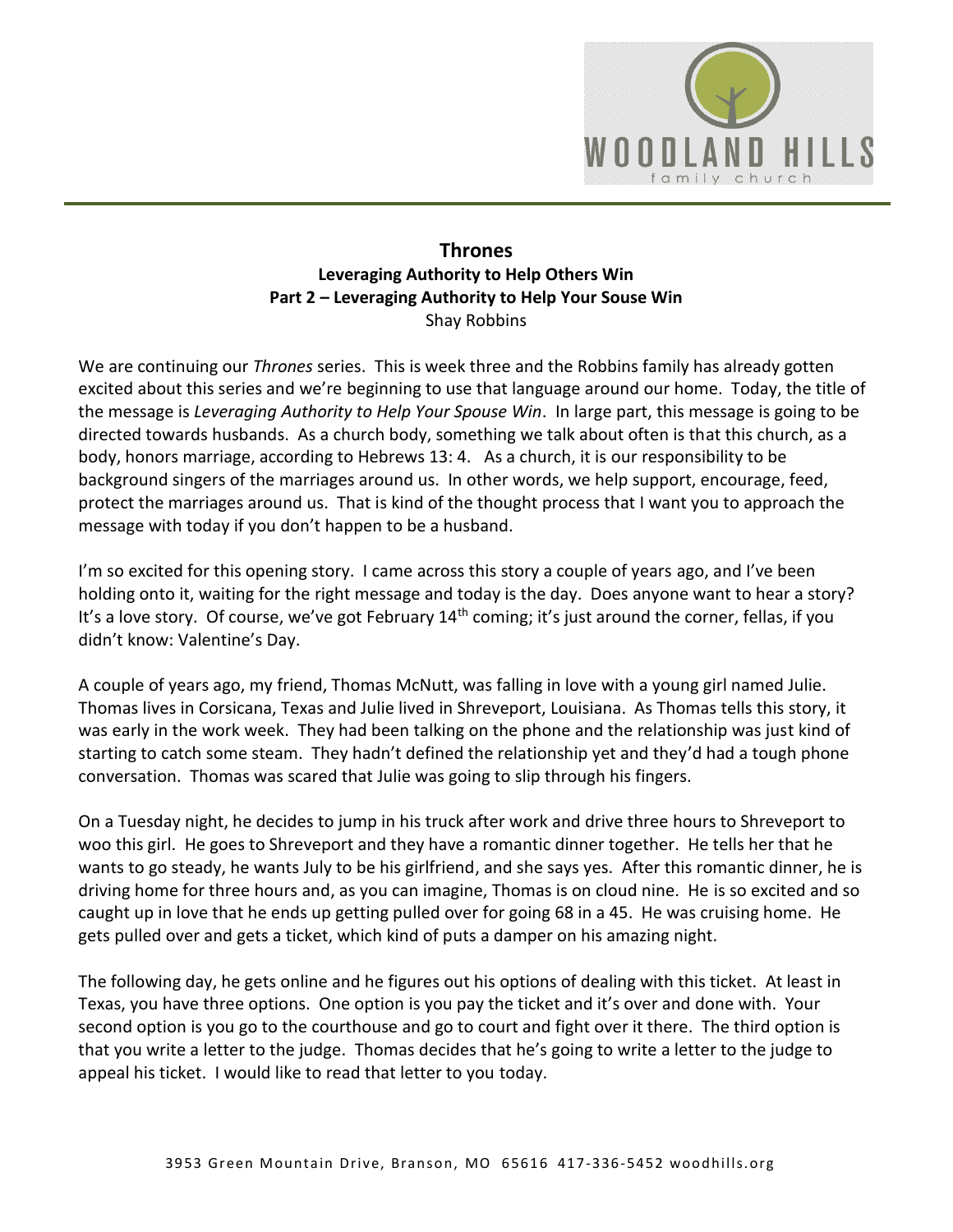# Thrones

## Leveraging Authority to Help Others Win

### Part 2 – Leveraging Authority to Help Your Souse Win

Shay Robbins

We are continuing our *Thrones* series. This is week three and the Robbins family has already gotten excited about this series and we're beginning to use that language around our home. Today, the title of the message is *Leveraging Authority to Help Your Spouse Win*. In large part, this message is going to be directed towards husbands. As a church body, something we talk about often is that this church, as a body, honors marriage, according to Hebrews 13: 4. As a church, it is our responsibility to be background singers of the marriages around us. In other words, we help support, encourage, feed, protect the marriages around us. That is kind of the thought process that I want you to approach the message with today if you don't happen to be a husband.

I'm so excited for this opening story. I came across this story a couple of years ago, and I've been holding onto it, waiting for the right message and today is the day. Does anyone want to hear a story? It's a love story. Of course, we've got February 14th coming; it's just around the corner, fellas, if you didn't know: Valentine's Day.

A couple of years ago, my friend, Thomas McNutt, was falling in love with a young girl named Julie. Thomas lives in Corsicana, Texas and Julie lived in Shreveport, Louisiana. As Thomas tells this story, it was early in the work week. They had been talking on the phone and the relationship was just kind of starting to catch some steam. They hadn't defined the relationship yet and they'd had a tough phone conversation. Thomas was scared that Julie was going to slip through his fingers.

On a Tuesday night, he decides to jump in his truck after work and drive three hours to Shreveport to woo this girl. He goes to Shreveport and they have a romantic dinner together. He tells her that he wants to go steady, he wants July to be his girlfriend, and she says yes. After this romantic dinner, he is driving home for three hours and, as you can imagine, Thomas is on cloud nine. He is so excited and so caught up in love that he ends up getting pulled over for going 68 in a 45. He was cruising home. He gets pulled over and gets a ticket, which kind of puts a damper on his amazing night.

The following day, he gets online and he figures out his options of dealing with this ticket. At least in Texas, you have three options. One option is you pay the ticket and it's over and done with. Your second option is you go to the courthouse and go to court and fight over it there. The third option is that you write a letter to the judge. Thomas decides that he's going to write a letter to the judge to appeal his ticket. I would like to read that letter to you today.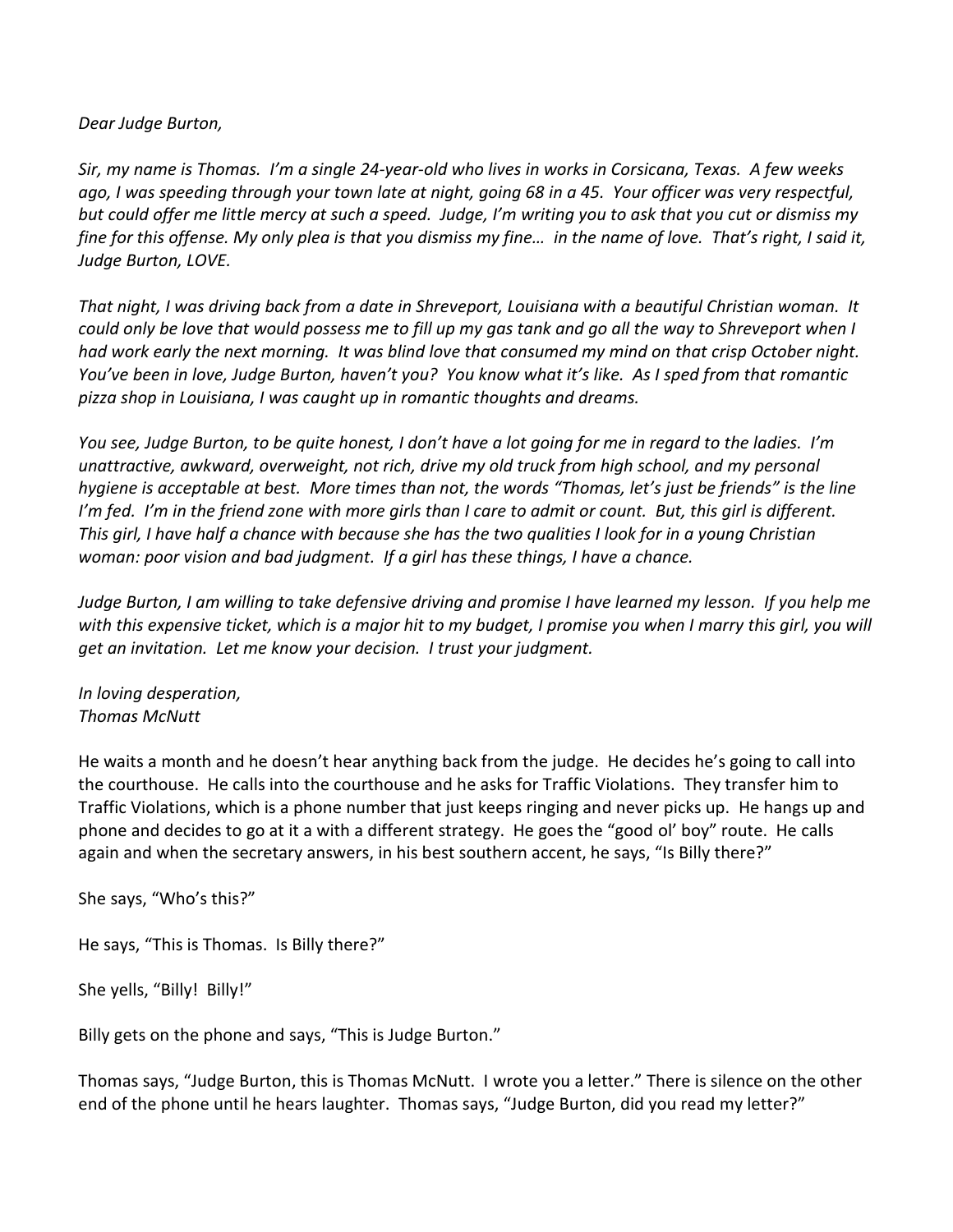*Dear Judge Burton,*

*Sir, my name is Thomas. I'm a single 24-year-old who lives in works in Corsicana, Texas. A few weeks ago, I was speeding through your town late at night, going 68 in a 45. Your officer was very respectful, but could offer me little mercy at such a speed. Judge, I'm writing you to ask that you cut or dismiss my fine for this offense. My only plea is that you dismiss my fine… in the name of love. That's right, I said it, Judge Burton, LOVE.*

*That night, I was driving back from a date in Shreveport, Louisiana with a beautiful Christian woman. It could only be love that would possess me to fill up my gas tank and go all the way to Shreveport when I had work early the next morning. It was blind love that consumed my mind on that crisp October night. You've been in love, Judge Burton, haven't you? You know what it's like. As I sped from that romantic pizza shop in Louisiana, I was caught up in romantic thoughts and dreams.*

*You see, Judge Burton, to be quite honest, I don't have a lot going for me in regard to the ladies. I'm unattractive, awkward, overweight, not rich, drive my old truck from high school, and my personal hygiene is acceptable at best. More times than not, the words "Thomas, let's just be friends" is the line I'm fed. I'm in the friend zone with more girls than I care to admit or count. But, this girl is different. This girl, I have half a chance with because she has the two qualities I look for in a young Christian woman: poor vision and bad judgment. If a girl has these things, I have a chance.*

*Judge Burton, I am willing to take defensive driving and promise I have learned my lesson. If you help me with this expensive ticket, which is a major hit to my budget, I promise you when I marry this girl, you will get an invitation. Let me know your decision. I trust your judgment.*

*In loving desperation,*
*Thomas McNutt*

He waits a month and he doesn't hear anything back from the judge. He decides he's going to call into the courthouse. He calls into the courthouse and he asks for Traffic Violations. They transfer him to Traffic Violations, which is a phone number that just keeps ringing and never picks up. He hangs up and phone and decides to go at it a with a different strategy. He goes the "good ol' boy" route. He calls again and when the secretary answers, in his best southern accent, he says, "Is Billy there?"

She says, "Who's this?"

He says, "This is Thomas. Is Billy there?"

She yells, "Billy! Billy!"

Billy gets on the phone and says, "This is Judge Burton."

Thomas says, "Judge Burton, this is Thomas McNutt. I wrote you a letter." There is silence on the other end of the phone until he hears laughter. Thomas says, "Judge Burton, did you read my letter?"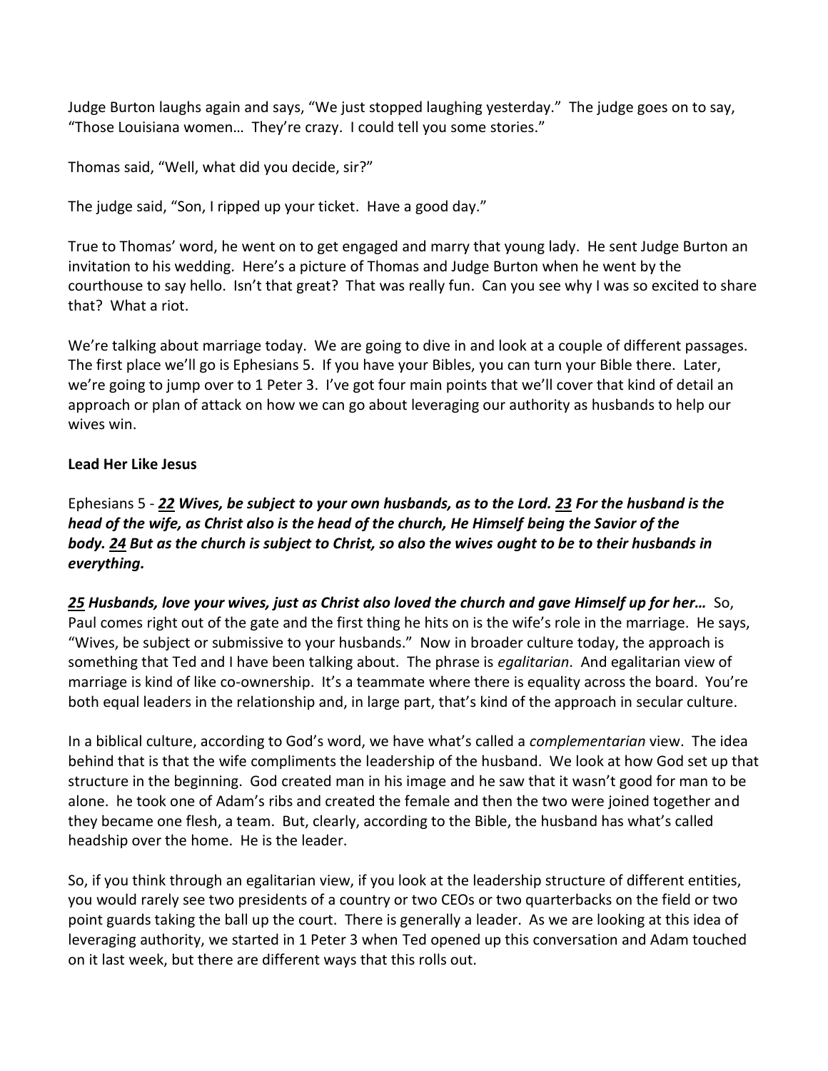Judge Burton laughs again and says, "We just stopped laughing yesterday." The judge goes on to say, "Those Louisiana women… They're crazy. I could tell you some stories."

Thomas said, "Well, what did you decide, sir?"

The judge said, "Son, I ripped up your ticket. Have a good day."

True to Thomas' word, he went on to get engaged and marry that young lady. He sent Judge Burton an invitation to his wedding. Here's a picture of Thomas and Judge Burton when he went by the courthouse to say hello. Isn't that great? That was really fun. Can you see why I was so excited to share that? What a riot.

We're talking about marriage today. We are going to dive in and look at a couple of different passages. The first place we'll go is Ephesians 5. If you have your Bibles, you can turn your Bible there. Later, we're going to jump over to 1 Peter 3. I've got four main points that we'll cover that kind of detail an approach or plan of attack on how we can go about leveraging our authority as husbands to help our wives win.

**Lead Her Like Jesus**

Ephesians 5 - ***22** **Wives, be subject to your own husbands, as to the Lord.*** ***23** **For the husband is the head of the wife, as Christ also is the head of the church, He Himself being the Savior of the body.*** ***24** **But as the church is subject to Christ, so also the wives ought to be to their husbands in everything.***

***25** **Husbands, love your wives, just as Christ also loved the church and gave Himself up for her…*** So, Paul comes right out of the gate and the first thing he hits on is the wife's role in the marriage. He says, "Wives, be subject or submissive to your husbands." Now in broader culture today, the approach is something that Ted and I have been talking about. The phrase is *egalitarian*. And egalitarian view of marriage is kind of like co-ownership. It's a teammate where there is equality across the board. You're both equal leaders in the relationship and, in large part, that's kind of the approach in secular culture.

In a biblical culture, according to God's word, we have what's called a *complementarian* view. The idea behind that is that the wife compliments the leadership of the husband. We look at how God set up that structure in the beginning. God created man in his image and he saw that it wasn't good for man to be alone. he took one of Adam's ribs and created the female and then the two were joined together and they became one flesh, a team. But, clearly, according to the Bible, the husband has what's called headship over the home. He is the leader.

So, if you think through an egalitarian view, if you look at the leadership structure of different entities, you would rarely see two presidents of a country or two CEOs or two quarterbacks on the field or two point guards taking the ball up the court. There is generally a leader. As we are looking at this idea of leveraging authority, we started in 1 Peter 3 when Ted opened up this conversation and Adam touched on it last week, but there are different ways that this rolls out.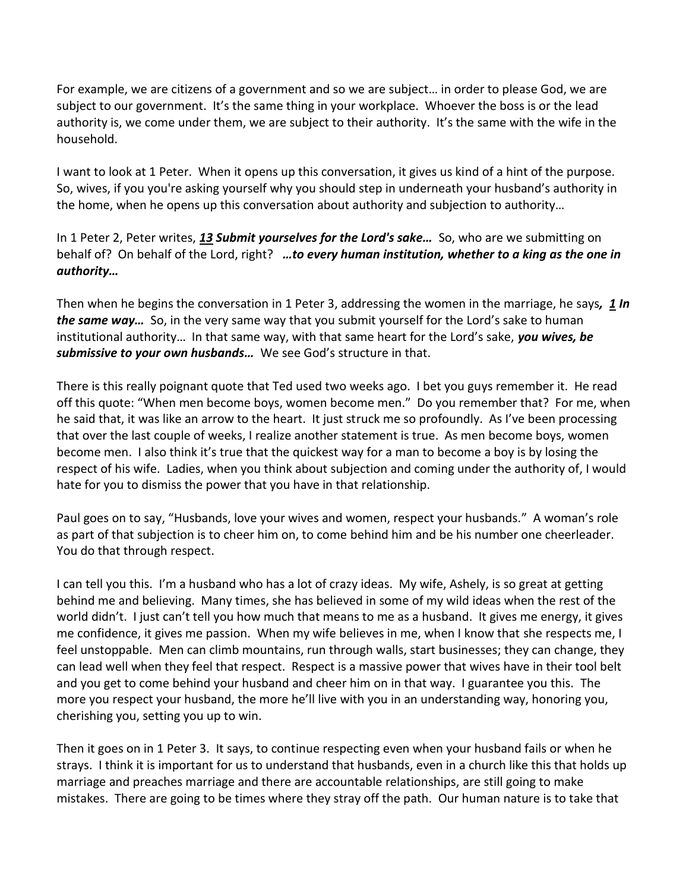For example, we are citizens of a government and so we are subject… in order to please God, we are subject to our government. It's the same thing in your workplace. Whoever the boss is or the lead authority is, we come under them, we are subject to their authority. It's the same with the wife in the household.

I want to look at 1 Peter. When it opens up this conversation, it gives us kind of a hint of the purpose. So, wives, if you you're asking yourself why you should step in underneath your husband's authority in the home, when he opens up this conversation about authority and subjection to authority…

In 1 Peter 2, Peter writes, ***<u>13</u> Submit yourselves for the Lord's sake…*** So, who are we submitting on behalf of? On behalf of the Lord, right? ***…to every human institution, whether to a king as the one in authority…***

Then when he begins the conversation in 1 Peter 3, addressing the women in the marriage, he says***, <u>1</u> In the same way…*** So, in the very same way that you submit yourself for the Lord's sake to human institutional authority… In that same way, with that same heart for the Lord's sake, ***you wives, be submissive to your own husbands…*** We see God's structure in that.

There is this really poignant quote that Ted used two weeks ago. I bet you guys remember it. He read off this quote: "When men become boys, women become men." Do you remember that? For me, when he said that, it was like an arrow to the heart. It just struck me so profoundly. As I've been processing that over the last couple of weeks, I realize another statement is true. As men become boys, women become men. I also think it's true that the quickest way for a man to become a boy is by losing the respect of his wife. Ladies, when you think about subjection and coming under the authority of, I would hate for you to dismiss the power that you have in that relationship.

Paul goes on to say, "Husbands, love your wives and women, respect your husbands." A woman's role as part of that subjection is to cheer him on, to come behind him and be his number one cheerleader. You do that through respect.

I can tell you this. I'm a husband who has a lot of crazy ideas. My wife, Ashely, is so great at getting behind me and believing. Many times, she has believed in some of my wild ideas when the rest of the world didn't. I just can't tell you how much that means to me as a husband. It gives me energy, it gives me confidence, it gives me passion. When my wife believes in me, when I know that she respects me, I feel unstoppable. Men can climb mountains, run through walls, start businesses; they can change, they can lead well when they feel that respect. Respect is a massive power that wives have in their tool belt and you get to come behind your husband and cheer him on in that way. I guarantee you this. The more you respect your husband, the more he'll live with you in an understanding way, honoring you, cherishing you, setting you up to win.

Then it goes on in 1 Peter 3. It says, to continue respecting even when your husband fails or when he strays. I think it is important for us to understand that husbands, even in a church like this that holds up marriage and preaches marriage and there are accountable relationships, are still going to make mistakes. There are going to be times where they stray off the path. Our human nature is to take that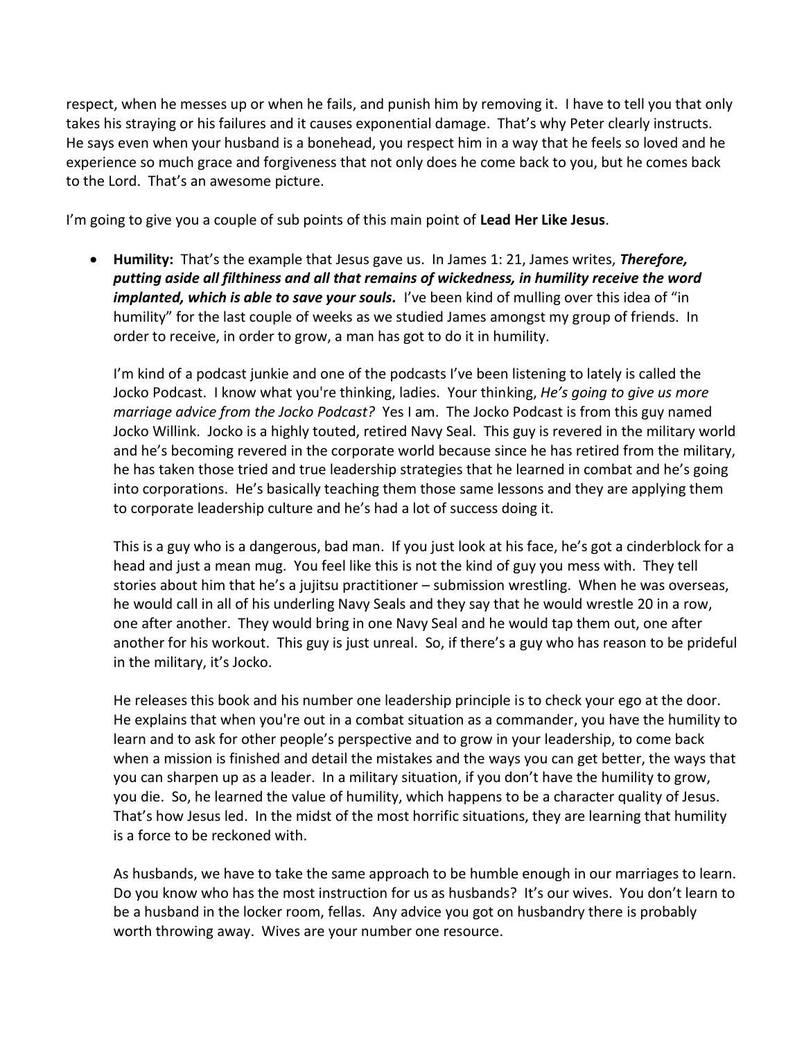respect, when he messes up or when he fails, and punish him by removing it. I have to tell you that only takes his straying or his failures and it causes exponential damage. That's why Peter clearly instructs. He says even when your husband is a bonehead, you respect him in a way that he feels so loved and he experience so much grace and forgiveness that not only does he come back to you, but he comes back to the Lord. That's an awesome picture.

I'm going to give you a couple of sub points of this main point of **Lead Her Like Jesus**.

- **Humility:** That's the example that Jesus gave us. In James 1: 21, James writes, ***Therefore, putting aside all filthiness and all that remains of wickedness, in humility receive the word implanted, which is able to save your souls.*** I've been kind of mulling over this idea of "in humility" for the last couple of weeks as we studied James amongst my group of friends. In order to receive, in order to grow, a man has got to do it in humility.

  I'm kind of a podcast junkie and one of the podcasts I've been listening to lately is called the Jocko Podcast. I know what you're thinking, ladies. Your thinking, *He's going to give us more marriage advice from the Jocko Podcast?* Yes I am. The Jocko Podcast is from this guy named Jocko Willink. Jocko is a highly touted, retired Navy Seal. This guy is revered in the military world and he's becoming revered in the corporate world because since he has retired from the military, he has taken those tried and true leadership strategies that he learned in combat and he's going into corporations. He's basically teaching them those same lessons and they are applying them to corporate leadership culture and he's had a lot of success doing it.

  This is a guy who is a dangerous, bad man. If you just look at his face, he's got a cinderblock for a head and just a mean mug. You feel like this is not the kind of guy you mess with. They tell stories about him that he's a jujitsu practitioner – submission wrestling. When he was overseas, he would call in all of his underling Navy Seals and they say that he would wrestle 20 in a row, one after another. They would bring in one Navy Seal and he would tap them out, one after another for his workout. This guy is just unreal. So, if there's a guy who has reason to be prideful in the military, it's Jocko.

  He releases this book and his number one leadership principle is to check your ego at the door. He explains that when you're out in a combat situation as a commander, you have the humility to learn and to ask for other people's perspective and to grow in your leadership, to come back when a mission is finished and detail the mistakes and the ways you can get better, the ways that you can sharpen up as a leader. In a military situation, if you don't have the humility to grow, you die. So, he learned the value of humility, which happens to be a character quality of Jesus. That's how Jesus led. In the midst of the most horrific situations, they are learning that humility is a force to be reckoned with.

  As husbands, we have to take the same approach to be humble enough in our marriages to learn. Do you know who has the most instruction for us as husbands? It's our wives. You don't learn to be a husband in the locker room, fellas. Any advice you got on husbandry there is probably worth throwing away. Wives are your number one resource.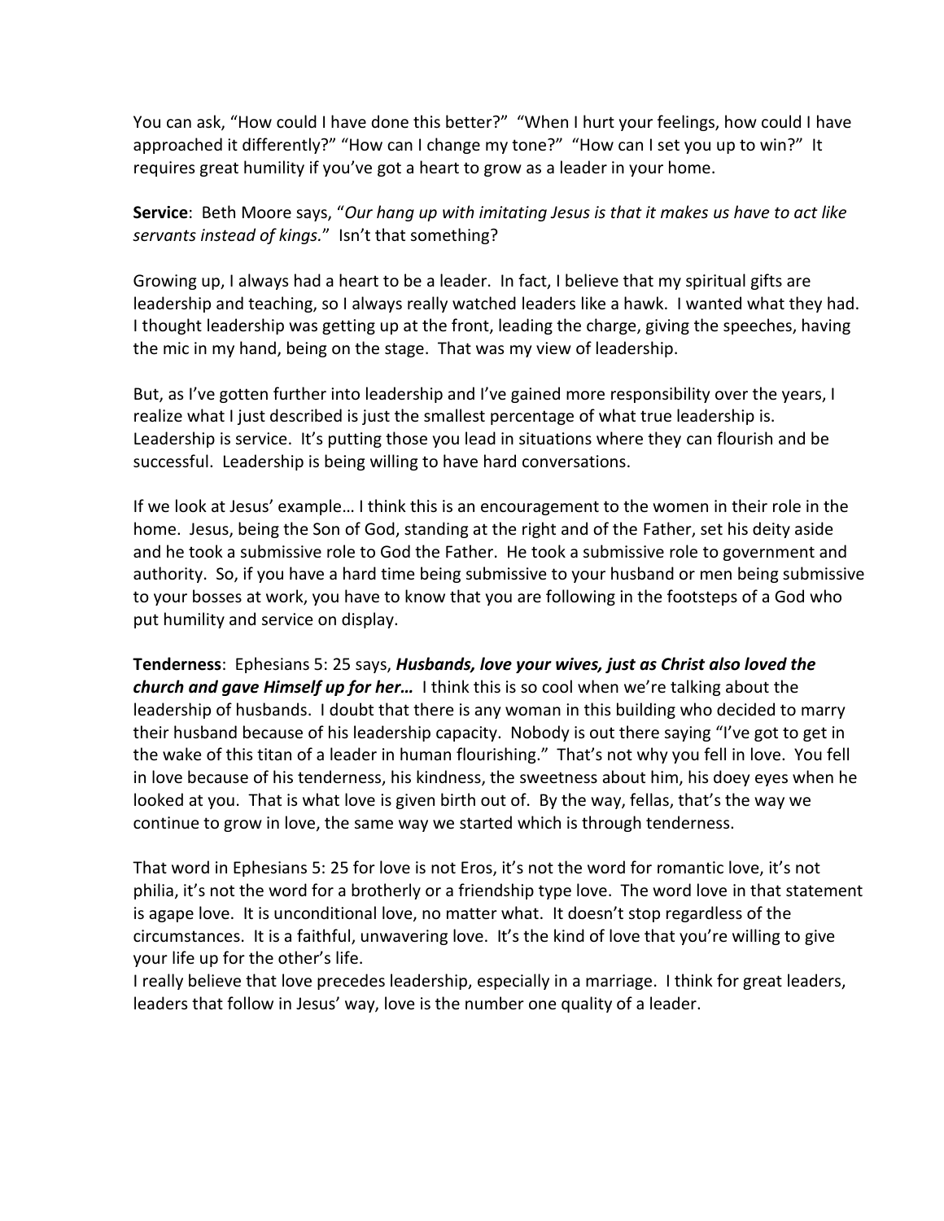You can ask, "How could I have done this better?" "When I hurt your feelings, how could I have approached it differently?" "How can I change my tone?" "How can I set you up to win?" It requires great humility if you've got a heart to grow as a leader in your home.

**Service**: Beth Moore says, "*Our hang up with imitating Jesus is that it makes us have to act like servants instead of kings.*" Isn't that something?

Growing up, I always had a heart to be a leader. In fact, I believe that my spiritual gifts are leadership and teaching, so I always really watched leaders like a hawk. I wanted what they had. I thought leadership was getting up at the front, leading the charge, giving the speeches, having the mic in my hand, being on the stage. That was my view of leadership.

But, as I've gotten further into leadership and I've gained more responsibility over the years, I realize what I just described is just the smallest percentage of what true leadership is. Leadership is service. It's putting those you lead in situations where they can flourish and be successful. Leadership is being willing to have hard conversations.

If we look at Jesus' example… I think this is an encouragement to the women in their role in the home. Jesus, being the Son of God, standing at the right and of the Father, set his deity aside and he took a submissive role to God the Father. He took a submissive role to government and authority. So, if you have a hard time being submissive to your husband or men being submissive to your bosses at work, you have to know that you are following in the footsteps of a God who put humility and service on display.

**Tenderness**: Ephesians 5: 25 says, ***Husbands, love your wives, just as Christ also loved the church and gave Himself up for her…*** I think this is so cool when we're talking about the leadership of husbands. I doubt that there is any woman in this building who decided to marry their husband because of his leadership capacity. Nobody is out there saying "I've got to get in the wake of this titan of a leader in human flourishing." That's not why you fell in love. You fell in love because of his tenderness, his kindness, the sweetness about him, his doey eyes when he looked at you. That is what love is given birth out of. By the way, fellas, that's the way we continue to grow in love, the same way we started which is through tenderness.

That word in Ephesians 5: 25 for love is not Eros, it's not the word for romantic love, it's not philia, it's not the word for a brotherly or a friendship type love. The word love in that statement is agape love. It is unconditional love, no matter what. It doesn't stop regardless of the circumstances. It is a faithful, unwavering love. It's the kind of love that you're willing to give your life up for the other's life.

I really believe that love precedes leadership, especially in a marriage. I think for great leaders, leaders that follow in Jesus' way, love is the number one quality of a leader.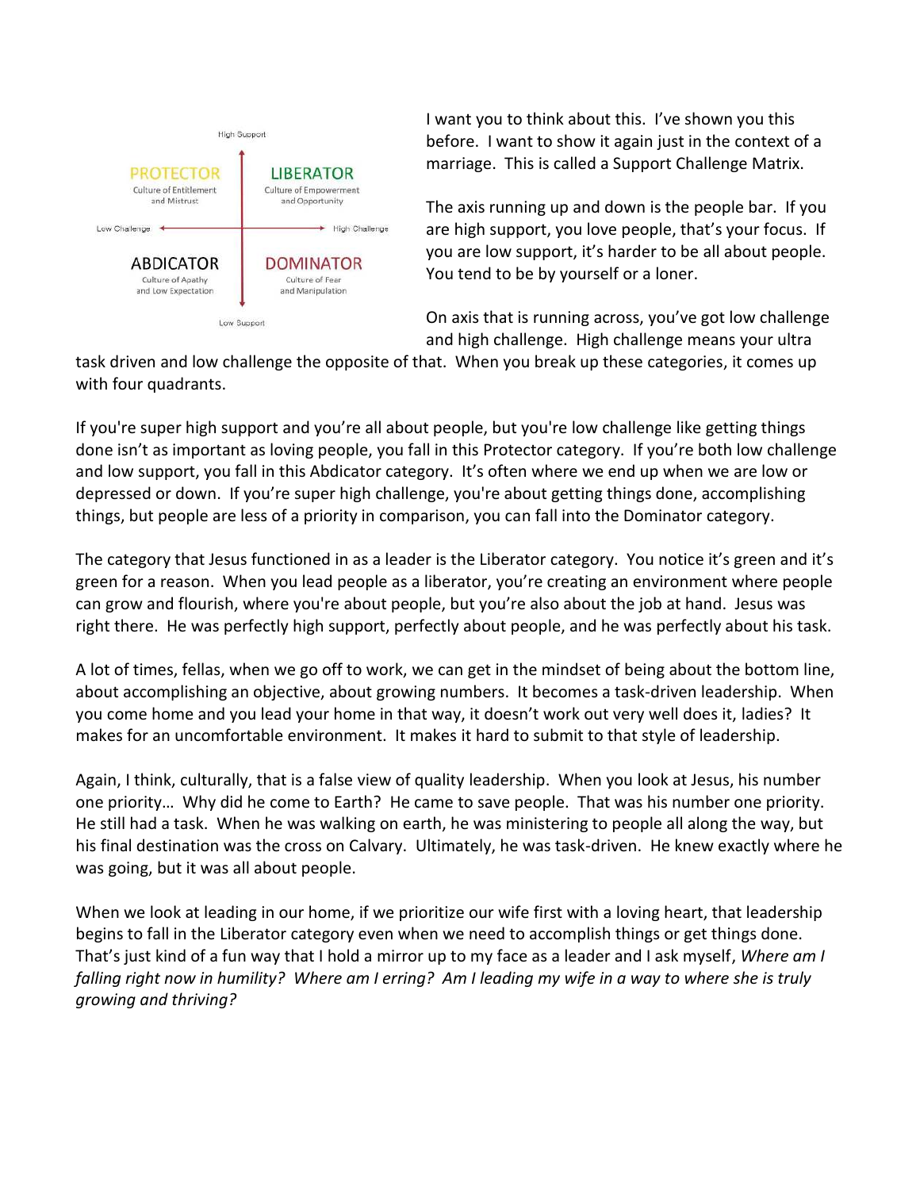High Support

| PROTECTOR<br>Culture of Entitlement and Mistrust | LIBERATOR<br>Culture of Empowerment and Opportunity |
|---|---|
| **ABDICATOR**<br>Culture of Apathy and Low Expectation | **DOMINATOR**<br>Culture of Fear and Manipulation |

Low Challenge ← → High Challenge

Low Support

I want you to think about this. I've shown you this before. I want to show it again just in the context of a marriage. This is called a Support Challenge Matrix.

The axis running up and down is the people bar. If you are high support, you love people, that's your focus. If you are low support, it's harder to be all about people. You tend to be by yourself or a loner.

On axis that is running across, you've got low challenge and high challenge. High challenge means your ultra task driven and low challenge the opposite of that. When you break up these categories, it comes up with four quadrants.

If you're super high support and you're all about people, but you're low challenge like getting things done isn't as important as loving people, you fall in this Protector category. If you're both low challenge and low support, you fall in this Abdicator category. It's often where we end up when we are low or depressed or down. If you're super high challenge, you're about getting things done, accomplishing things, but people are less of a priority in comparison, you can fall into the Dominator category.

The category that Jesus functioned in as a leader is the Liberator category. You notice it's green and it's green for a reason. When you lead people as a liberator, you're creating an environment where people can grow and flourish, where you're about people, but you're also about the job at hand. Jesus was right there. He was perfectly high support, perfectly about people, and he was perfectly about his task.

A lot of times, fellas, when we go off to work, we can get in the mindset of being about the bottom line, about accomplishing an objective, about growing numbers. It becomes a task-driven leadership. When you come home and you lead your home in that way, it doesn't work out very well does it, ladies? It makes for an uncomfortable environment. It makes it hard to submit to that style of leadership.

Again, I think, culturally, that is a false view of quality leadership. When you look at Jesus, his number one priority… Why did he come to Earth? He came to save people. That was his number one priority. He still had a task. When he was walking on earth, he was ministering to people all along the way, but his final destination was the cross on Calvary. Ultimately, he was task-driven. He knew exactly where he was going, but it was all about people.

When we look at leading in our home, if we prioritize our wife first with a loving heart, that leadership begins to fall in the Liberator category even when we need to accomplish things or get things done. That's just kind of a fun way that I hold a mirror up to my face as a leader and I ask myself, *Where am I falling right now in humility? Where am I erring? Am I leading my wife in a way to where she is truly growing and thriving?*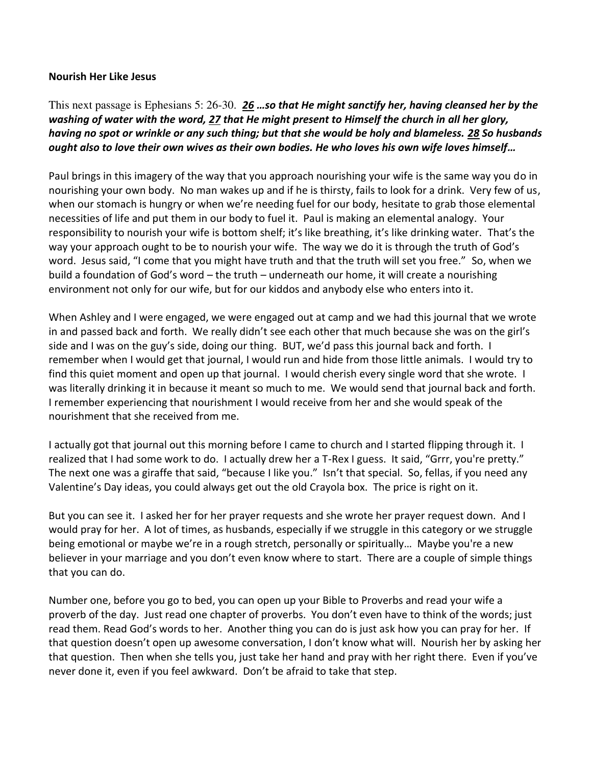**Nourish Her Like Jesus**

This next passage is Ephesians 5: 26-30. ***26** …so that He might sanctify her, having cleansed her by the washing of water with the word, **27** that He might present to Himself the church in all her glory, having no spot or wrinkle or any such thing; but that she would be holy and blameless. **28** So husbands ought also to love their own wives as their own bodies. He who loves his own wife loves himself…*

Paul brings in this imagery of the way that you approach nourishing your wife is the same way you do in nourishing your own body. No man wakes up and if he is thirsty, fails to look for a drink. Very few of us, when our stomach is hungry or when we're needing fuel for our body, hesitate to grab those elemental necessities of life and put them in our body to fuel it. Paul is making an elemental analogy. Your responsibility to nourish your wife is bottom shelf; it's like breathing, it's like drinking water. That's the way your approach ought to be to nourish your wife. The way we do it is through the truth of God's word. Jesus said, "I come that you might have truth and that the truth will set you free." So, when we build a foundation of God's word – the truth – underneath our home, it will create a nourishing environment not only for our wife, but for our kiddos and anybody else who enters into it.

When Ashley and I were engaged, we were engaged out at camp and we had this journal that we wrote in and passed back and forth. We really didn't see each other that much because she was on the girl's side and I was on the guy's side, doing our thing. BUT, we'd pass this journal back and forth. I remember when I would get that journal, I would run and hide from those little animals. I would try to find this quiet moment and open up that journal. I would cherish every single word that she wrote. I was literally drinking it in because it meant so much to me. We would send that journal back and forth. I remember experiencing that nourishment I would receive from her and she would speak of the nourishment that she received from me.

I actually got that journal out this morning before I came to church and I started flipping through it. I realized that I had some work to do. I actually drew her a T-Rex I guess. It said, "Grrr, you're pretty." The next one was a giraffe that said, "because I like you." Isn't that special. So, fellas, if you need any Valentine's Day ideas, you could always get out the old Crayola box. The price is right on it.

But you can see it. I asked her for her prayer requests and she wrote her prayer request down. And I would pray for her. A lot of times, as husbands, especially if we struggle in this category or we struggle being emotional or maybe we're in a rough stretch, personally or spiritually… Maybe you're a new believer in your marriage and you don't even know where to start. There are a couple of simple things that you can do.

Number one, before you go to bed, you can open up your Bible to Proverbs and read your wife a proverb of the day. Just read one chapter of proverbs. You don't even have to think of the words; just read them. Read God's words to her. Another thing you can do is just ask how you can pray for her. If that question doesn't open up awesome conversation, I don't know what will. Nourish her by asking her that question. Then when she tells you, just take her hand and pray with her right there. Even if you've never done it, even if you feel awkward. Don't be afraid to take that step.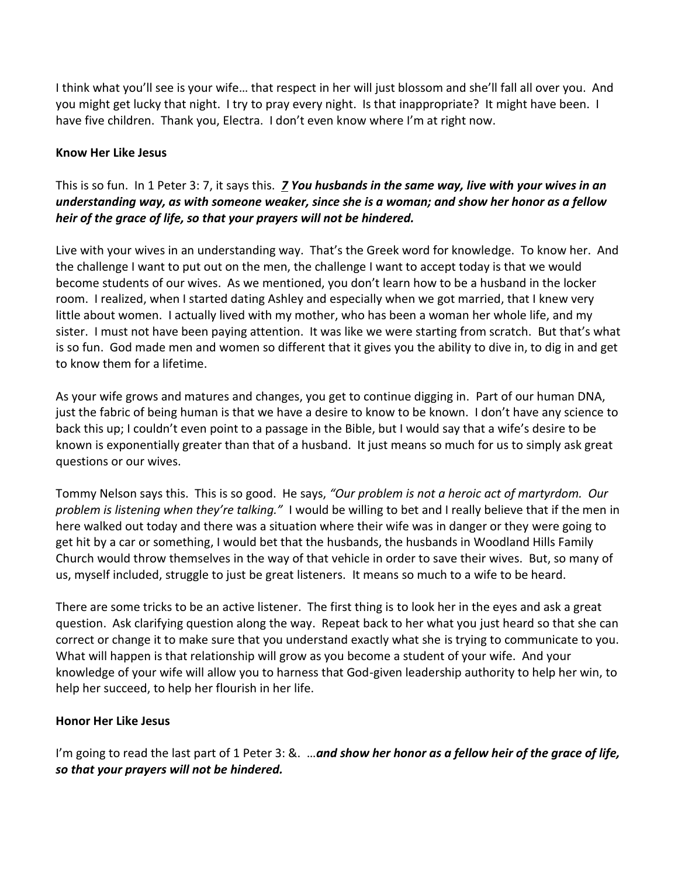I think what you'll see is your wife… that respect in her will just blossom and she'll fall all over you. And you might get lucky that night. I try to pray every night. Is that inappropriate? It might have been. I have five children. Thank you, Electra. I don't even know where I'm at right now.

**Know Her Like Jesus**

This is so fun. In 1 Peter 3: 7, it says this. ***7 You husbands in the same way, live with your wives in an understanding way, as with someone weaker, since she is a woman; and show her honor as a fellow heir of the grace of life, so that your prayers will not be hindered.***

Live with your wives in an understanding way. That's the Greek word for knowledge. To know her. And the challenge I want to put out on the men, the challenge I want to accept today is that we would become students of our wives. As we mentioned, you don't learn how to be a husband in the locker room. I realized, when I started dating Ashley and especially when we got married, that I knew very little about women. I actually lived with my mother, who has been a woman her whole life, and my sister. I must not have been paying attention. It was like we were starting from scratch. But that's what is so fun. God made men and women so different that it gives you the ability to dive in, to dig in and get to know them for a lifetime.

As your wife grows and matures and changes, you get to continue digging in. Part of our human DNA, just the fabric of being human is that we have a desire to know to be known. I don't have any science to back this up; I couldn't even point to a passage in the Bible, but I would say that a wife's desire to be known is exponentially greater than that of a husband. It just means so much for us to simply ask great questions or our wives.

Tommy Nelson says this. This is so good. He says, *"Our problem is not a heroic act of martyrdom. Our problem is listening when they're talking."* I would be willing to bet and I really believe that if the men in here walked out today and there was a situation where their wife was in danger or they were going to get hit by a car or something, I would bet that the husbands, the husbands in Woodland Hills Family Church would throw themselves in the way of that vehicle in order to save their wives. But, so many of us, myself included, struggle to just be great listeners. It means so much to a wife to be heard.

There are some tricks to be an active listener. The first thing is to look her in the eyes and ask a great question. Ask clarifying question along the way. Repeat back to her what you just heard so that she can correct or change it to make sure that you understand exactly what she is trying to communicate to you. What will happen is that relationship will grow as you become a student of your wife. And your knowledge of your wife will allow you to harness that God-given leadership authority to help her win, to help her succeed, to help her flourish in her life.

**Honor Her Like Jesus**

I'm going to read the last part of 1 Peter 3: &. …***and show her honor as a fellow heir of the grace of life, so that your prayers will not be hindered.***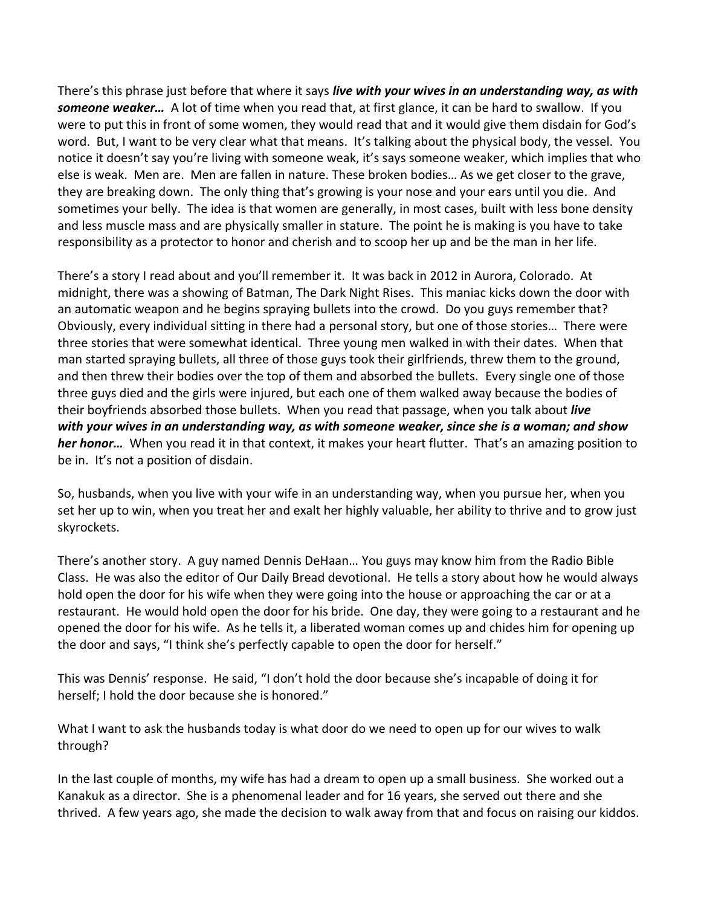There's this phrase just before that where it says ***live with your wives in an understanding way, as with someone weaker…*** A lot of time when you read that, at first glance, it can be hard to swallow. If you were to put this in front of some women, they would read that and it would give them disdain for God's word. But, I want to be very clear what that means. It's talking about the physical body, the vessel. You notice it doesn't say you're living with someone weak, it's says someone weaker, which implies that who else is weak. Men are. Men are fallen in nature. These broken bodies… As we get closer to the grave, they are breaking down. The only thing that's growing is your nose and your ears until you die. And sometimes your belly. The idea is that women are generally, in most cases, built with less bone density and less muscle mass and are physically smaller in stature. The point he is making is you have to take responsibility as a protector to honor and cherish and to scoop her up and be the man in her life.

There's a story I read about and you'll remember it. It was back in 2012 in Aurora, Colorado. At midnight, there was a showing of Batman, The Dark Night Rises. This maniac kicks down the door with an automatic weapon and he begins spraying bullets into the crowd. Do you guys remember that? Obviously, every individual sitting in there had a personal story, but one of those stories… There were three stories that were somewhat identical. Three young men walked in with their dates. When that man started spraying bullets, all three of those guys took their girlfriends, threw them to the ground, and then threw their bodies over the top of them and absorbed the bullets. Every single one of those three guys died and the girls were injured, but each one of them walked away because the bodies of their boyfriends absorbed those bullets. When you read that passage, when you talk about ***live with your wives in an understanding way, as with someone weaker, since she is a woman; and show her honor…*** When you read it in that context, it makes your heart flutter. That's an amazing position to be in. It's not a position of disdain.

So, husbands, when you live with your wife in an understanding way, when you pursue her, when you set her up to win, when you treat her and exalt her highly valuable, her ability to thrive and to grow just skyrockets.

There's another story. A guy named Dennis DeHaan… You guys may know him from the Radio Bible Class. He was also the editor of Our Daily Bread devotional. He tells a story about how he would always hold open the door for his wife when they were going into the house or approaching the car or at a restaurant. He would hold open the door for his bride. One day, they were going to a restaurant and he opened the door for his wife. As he tells it, a liberated woman comes up and chides him for opening up the door and says, "I think she's perfectly capable to open the door for herself."

This was Dennis' response. He said, "I don't hold the door because she's incapable of doing it for herself; I hold the door because she is honored."

What I want to ask the husbands today is what door do we need to open up for our wives to walk through?

In the last couple of months, my wife has had a dream to open up a small business. She worked out a Kanakuk as a director. She is a phenomenal leader and for 16 years, she served out there and she thrived. A few years ago, she made the decision to walk away from that and focus on raising our kiddos.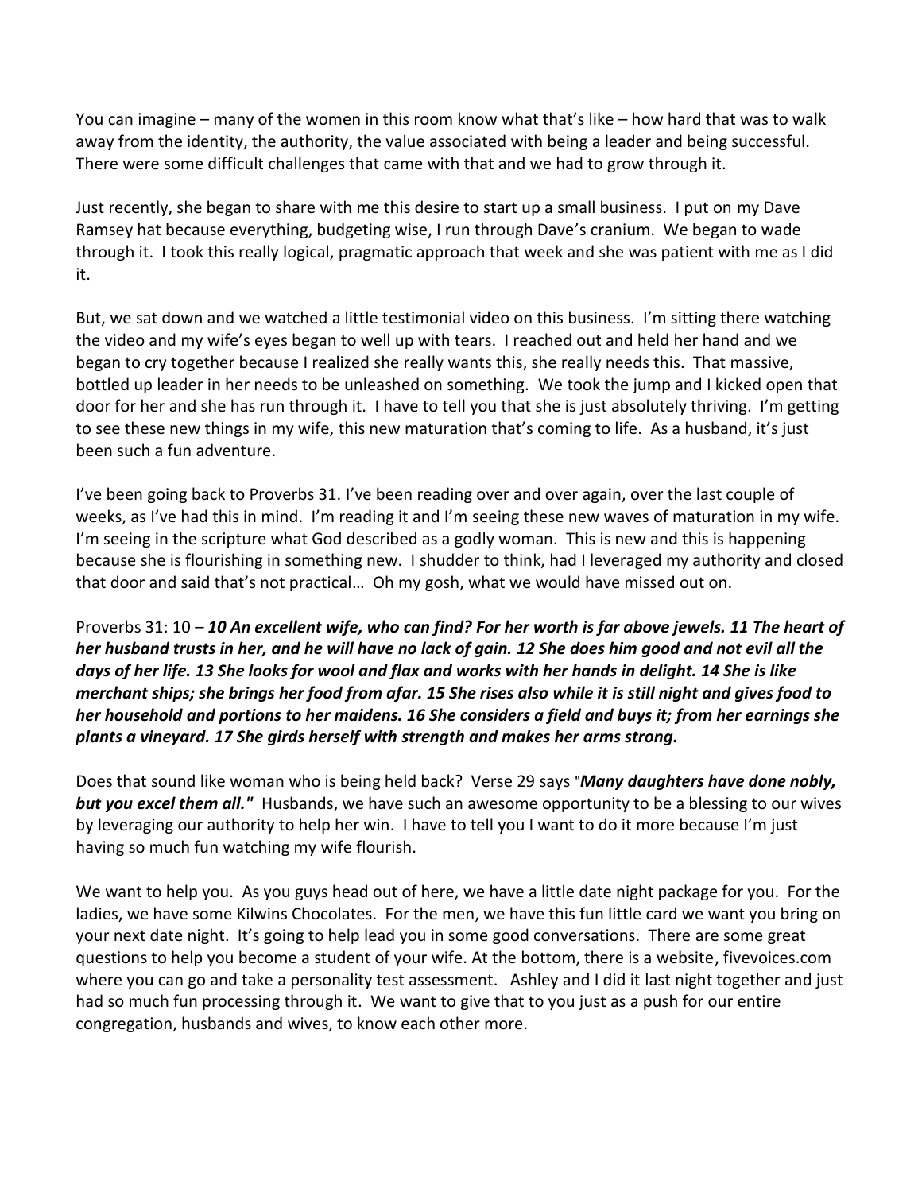You can imagine – many of the women in this room know what that's like – how hard that was to walk away from the identity, the authority, the value associated with being a leader and being successful. There were some difficult challenges that came with that and we had to grow through it.

Just recently, she began to share with me this desire to start up a small business. I put on my Dave Ramsey hat because everything, budgeting wise, I run through Dave's cranium. We began to wade through it. I took this really logical, pragmatic approach that week and she was patient with me as I did it.

But, we sat down and we watched a little testimonial video on this business. I'm sitting there watching the video and my wife's eyes began to well up with tears. I reached out and held her hand and we began to cry together because I realized she really wants this, she really needs this. That massive, bottled up leader in her needs to be unleashed on something. We took the jump and I kicked open that door for her and she has run through it. I have to tell you that she is just absolutely thriving. I'm getting to see these new things in my wife, this new maturation that's coming to life. As a husband, it's just been such a fun adventure.

I've been going back to Proverbs 31. I've been reading over and over again, over the last couple of weeks, as I've had this in mind. I'm reading it and I'm seeing these new waves of maturation in my wife. I'm seeing in the scripture what God described as a godly woman. This is new and this is happening because she is flourishing in something new. I shudder to think, had I leveraged my authority and closed that door and said that's not practical… Oh my gosh, what we would have missed out on.

Proverbs 31: 10 – ***10 An excellent wife, who can find? For her worth is far above jewels. 11 The heart of her husband trusts in her, and he will have no lack of gain. 12 She does him good and not evil all the days of her life. 13 She looks for wool and flax and works with her hands in delight. 14 She is like merchant ships; she brings her food from afar. 15 She rises also while it is still night and gives food to her household and portions to her maidens. 16 She considers a field and buys it; from her earnings she plants a vineyard. 17 She girds herself with strength and makes her arms strong.***

Does that sound like woman who is being held back? Verse 29 says "***Many daughters have done nobly, but you excel them all."*** Husbands, we have such an awesome opportunity to be a blessing to our wives by leveraging our authority to help her win. I have to tell you I want to do it more because I'm just having so much fun watching my wife flourish.

We want to help you. As you guys head out of here, we have a little date night package for you. For the ladies, we have some Kilwins Chocolates. For the men, we have this fun little card we want you bring on your next date night. It's going to help lead you in some good conversations. There are some great questions to help you become a student of your wife. At the bottom, there is a website, fivevoices.com where you can go and take a personality test assessment. Ashley and I did it last night together and just had so much fun processing through it. We want to give that to you just as a push for our entire congregation, husbands and wives, to know each other more.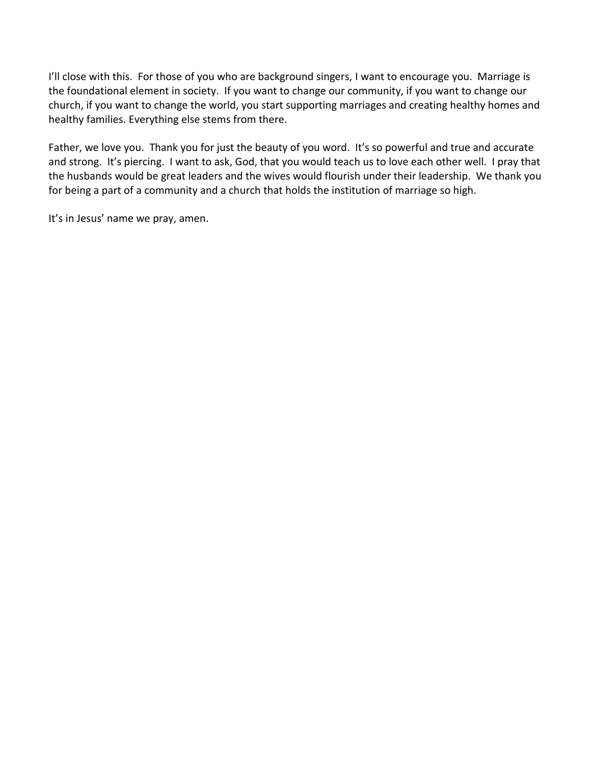I'll close with this. For those of you who are background singers, I want to encourage you. Marriage is the foundational element in society. If you want to change our community, if you want to change our church, if you want to change the world, you start supporting marriages and creating healthy homes and healthy families. Everything else stems from there.

Father, we love you. Thank you for just the beauty of you word. It's so powerful and true and accurate and strong. It's piercing. I want to ask, God, that you would teach us to love each other well. I pray that the husbands would be great leaders and the wives would flourish under their leadership. We thank you for being a part of a community and a church that holds the institution of marriage so high.

It's in Jesus' name we pray, amen.